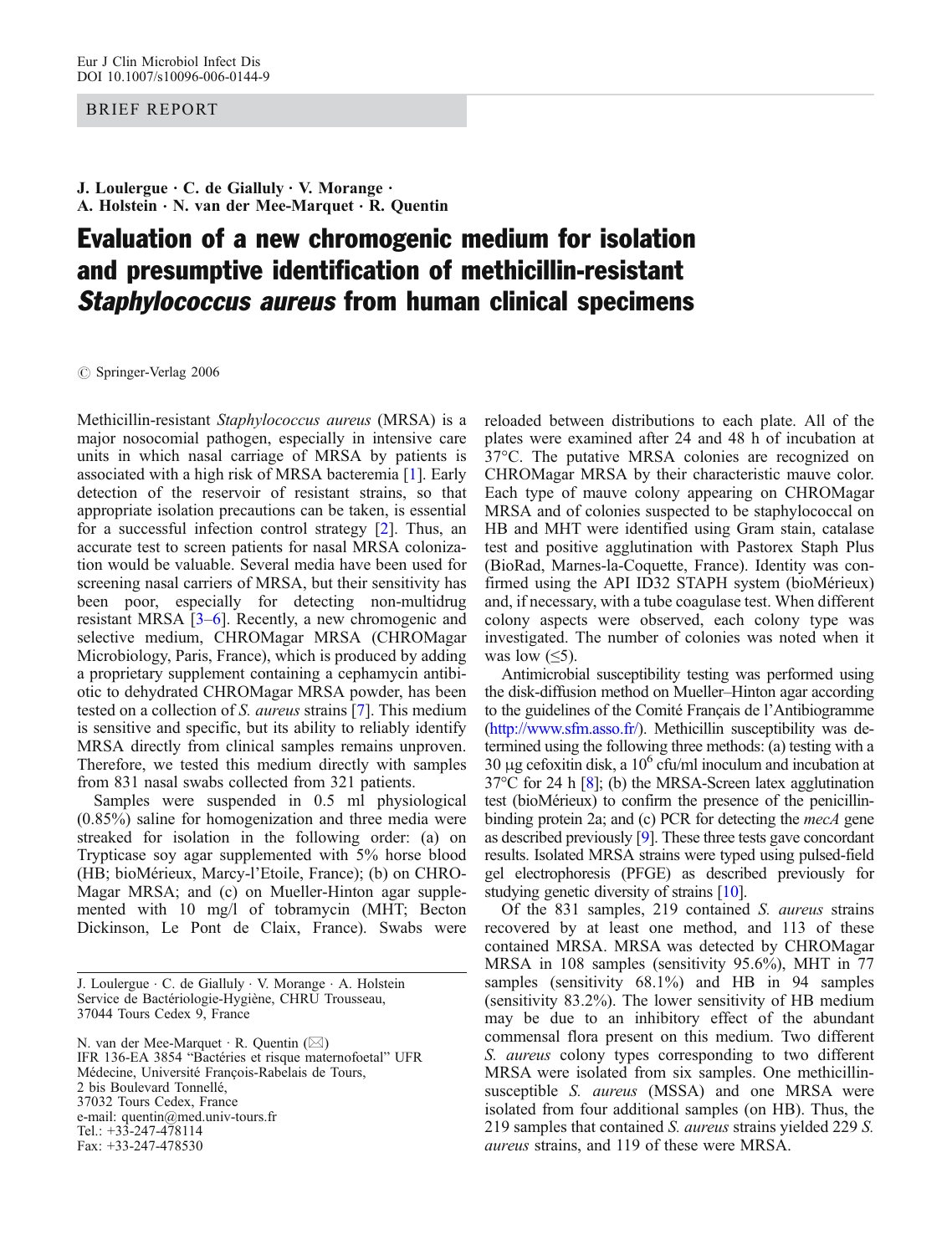BRIEF REPORT

**J. Loulergue · C. de Gialluly · V. Morange · A. Holstein · N. van der Mee-Marquet · R. Quentin**

# Evaluation of a new chromogenic medium for isolation and presumptive identification of methicillin-resistant *Staphylococcus aureus* from human clinical specimens

© Springer-Verlag 2006

Methicillin-resistant *Staphylococcus aureus* (MRSA) is a major nosocomial pathogen, especially in intensive care units in which nasal carriage of MRSA by patients is associated with a high risk of MRSA bacteremia [1]. Early detection of the reservoir of resistant strains, so that appropriate isolation precautions can be taken, is essential for a successful infection control strategy [2]. Thus, an accurate test to screen patients for nasal MRSA colonization would be valuable. Several media have been used for screening nasal carriers of MRSA, but their sensitivity has been poor, especially for detecting non-multidrug resistant MRSA [3–6]. Recently, a new chromogenic and selective medium, CHROMagar MRSA (CHROMagar Microbiology, Paris, France), which is produced by adding a proprietary supplement containing a cephamycin antibiotic to dehydrated CHROMagar MRSA powder, has been tested on a collection of *S. aureus* strains [7]. This medium is sensitive and specific, but its ability to reliably identify MRSA directly from clinical samples remains unproven. Therefore, we tested this medium directly with samples from 831 nasal swabs collected from 321 patients.

Samples were suspended in 0.5 ml physiological (0.85%) saline for homogenization and three media were streaked for isolation in the following order: (a) on Trypticase soy agar supplemented with 5% horse blood (HB; bioMérieux, Marcy-l'Etoile, France); (b) on CHROMagar MRSA; and (c) on Mueller-Hinton agar supplemented with 10 mg/l of tobramycin (MHT; Becton Dickinson, Le Pont de Claix, France). Swabs were reloaded between distributions to each plate. All of the plates were examined after 24 and 48 h of incubation at 37°C. The putative MRSA colonies are recognized on CHROMagar MRSA by their characteristic mauve color. Each type of mauve colony appearing on CHROMagar MRSA and of colonies suspected to be staphylococcal on HB and MHT were identified using Gram stain, catalase test and positive agglutination with Pastorex Staph Plus (BioRad, Marnes-la-Coquette, France). Identity was confirmed using the API ID32 STAPH system (bioMérieux) and, if necessary, with a tube coagulase test. When different colony aspects were observed, each colony type was investigated. The number of colonies was noted when it was low (≤5).

Antimicrobial susceptibility testing was performed using the disk-diffusion method on Mueller–Hinton agar according to the guidelines of the Comité Français de l'Antibiogramme (http://www.sfm.asso.fr/). Methicillin susceptibility was determined using the following three methods: (a) testing with a 30 μg cefoxitin disk, a $10^6$ cfu/ml inoculum and incubation at 37°C for 24 h [8]; (b) the MRSA-Screen latex agglutination test (bioMérieux) to confirm the presence of the penicillin-binding protein 2a; and (c) PCR for detecting the *mecA* gene as described previously [9]. These three tests gave concordant results. Isolated MRSA strains were typed using pulsed-field gel electrophoresis (PFGE) as described previously for studying genetic diversity of strains [10].

Of the 831 samples, 219 contained *S. aureus* strains recovered by at least one method, and 113 of these contained MRSA. MRSA was detected by CHROMagar MRSA in 108 samples (sensitivity 95.6%), MHT in 77 samples (sensitivity 68.1%) and HB in 94 samples (sensitivity 83.2%). The lower sensitivity of HB medium may be due to an inhibitory effect of the abundant commensal flora present on this medium. Two different *S. aureus* colony types corresponding to two different MRSA were isolated from six samples. One methicillin-susceptible *S. aureus* (MSSA) and one MRSA were isolated from four additional samples (on HB). Thus, the 219 samples that contained *S. aureus* strains yielded 229 *S. aureus* strains, and 119 of these were MRSA.

J. Loulergue · C. de Gialluly · V. Morange · A. Holstein
Service de Bactériologie-Hygiène, CHRU Trousseau,
37044 Tours Cedex 9, France

N. van der Mee-Marquet · R. Quentin (✉)
IFR 136-EA 3854 "Bactéries et risque maternofoetal" UFR Médecine, Université François-Rabelais de Tours,
2 bis Boulevard Tonnellé,
37032 Tours Cedex, France
e-mail: quentin@med.univ-tours.fr
Tel.: +33-247-478114
Fax: +33-247-478530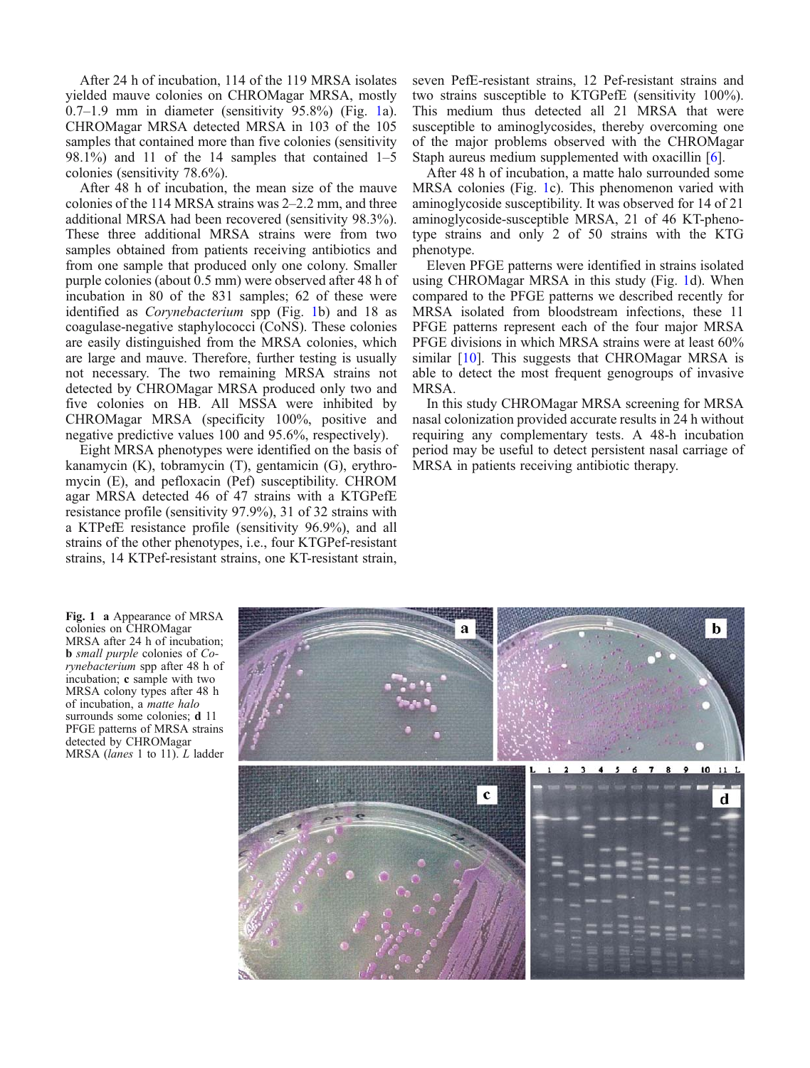After 24 h of incubation, 114 of the 119 MRSA isolates yielded mauve colonies on CHROMagar MRSA, mostly 0.7–1.9 mm in diameter (sensitivity 95.8%) (Fig. 1a). CHROMagar MRSA detected MRSA in 103 of the 105 samples that contained more than five colonies (sensitivity 98.1%) and 11 of the 14 samples that contained 1–5 colonies (sensitivity 78.6%).

After 48 h of incubation, the mean size of the mauve colonies of the 114 MRSA strains was 2–2.2 mm, and three additional MRSA had been recovered (sensitivity 98.3%). These three additional MRSA strains were from two samples obtained from patients receiving antibiotics and from one sample that produced only one colony. Smaller purple colonies (about 0.5 mm) were observed after 48 h of incubation in 80 of the 831 samples; 62 of these were identified as *Corynebacterium* spp (Fig. 1b) and 18 as coagulase-negative staphylococci (CoNS). These colonies are easily distinguished from the MRSA colonies, which are large and mauve. Therefore, further testing is usually not necessary. The two remaining MRSA strains not detected by CHROMagar MRSA produced only two and five colonies on HB. All MSSA were inhibited by CHROMagar MRSA (specificity 100%, positive and negative predictive values 100 and 95.6%, respectively).

Eight MRSA phenotypes were identified on the basis of kanamycin (K), tobramycin (T), gentamicin (G), erythromycin (E), and pefloxacin (Pef) susceptibility. CHROM agar MRSA detected 46 of 47 strains with a KTGPefE resistance profile (sensitivity 97.9%), 31 of 32 strains with a KTPefE resistance profile (sensitivity 96.9%), and all strains of the other phenotypes, i.e., four KTGPef-resistant strains, 14 KTPef-resistant strains, one KT-resistant strain, seven PefE-resistant strains, 12 Pef-resistant strains and two strains susceptible to KTGPefE (sensitivity 100%). This medium thus detected all 21 MRSA that were susceptible to aminoglycosides, thereby overcoming one of the major problems observed with the CHROMagar Staph aureus medium supplemented with oxacillin [6].

After 48 h of incubation, a matte halo surrounded some MRSA colonies (Fig. 1c). This phenomenon varied with aminoglycoside susceptibility. It was observed for 14 of 21 aminoglycoside-susceptible MRSA, 21 of 46 KT-phenotype strains and only 2 of 50 strains with the KTG phenotype.

Eleven PFGE patterns were identified in strains isolated using CHROMagar MRSA in this study (Fig. 1d). When compared to the PFGE patterns we described recently for MRSA isolated from bloodstream infections, these 11 PFGE patterns represent each of the four major MRSA PFGE divisions in which MRSA strains were at least 60% similar [10]. This suggests that CHROMagar MRSA is able to detect the most frequent genogroups of invasive MRSA.

In this study CHROMagar MRSA screening for MRSA nasal colonization provided accurate results in 24 h without requiring any complementary tests. A 48-h incubation period may be useful to detect persistent nasal carriage of MRSA in patients receiving antibiotic therapy.

**Fig. 1** **a** Appearance of MRSA colonies on CHROMagar MRSA after 24 h of incubation; **b** *small purple* colonies of *Corynebacterium* spp after 48 h of incubation; **c** sample with two MRSA colony types after 48 h of incubation, a *matte halo* surrounds some colonies; **d** 11 PFGE patterns of MRSA strains detected by CHROMagar MRSA (*lanes* 1 to 11). *L* ladder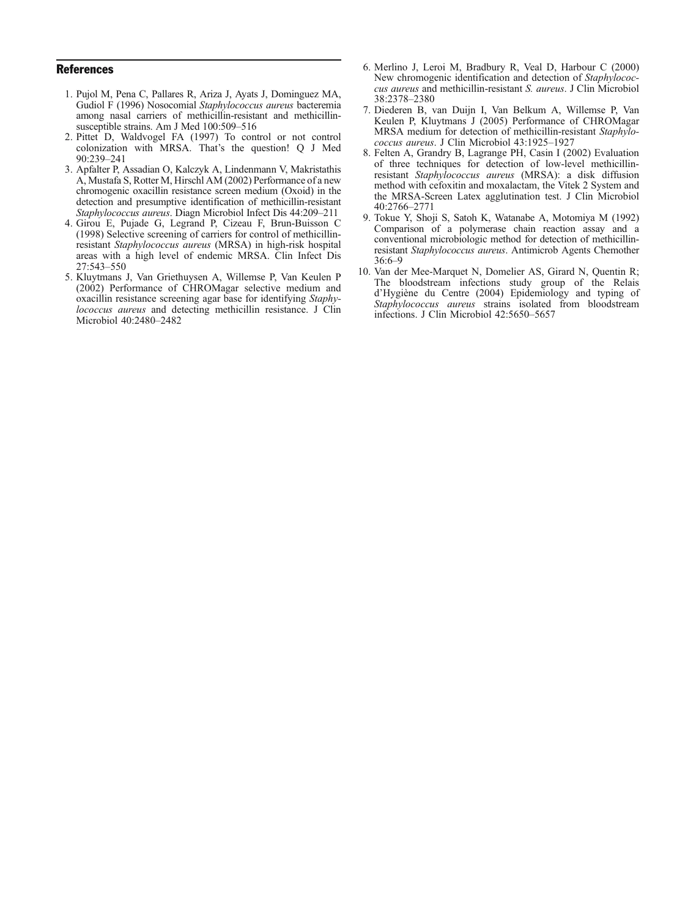## References

1. Pujol M, Pena C, Pallares R, Ariza J, Ayats J, Dominguez MA, Gudiol F (1996) Nosocomial *Staphylococcus aureus* bacteremia among nasal carriers of methicillin-resistant and methicillin-susceptible strains. Am J Med 100:509–516
2. Pittet D, Waldvogel FA (1997) To control or not control colonization with MRSA. That's the question! Q J Med 90:239–241
3. Apfalter P, Assadian O, Kalczyk A, Lindenmann V, Makristathis A, Mustafa S, Rotter M, Hirschl AM (2002) Performance of a new chromogenic oxacillin resistance screen medium (Oxoid) in the detection and presumptive identification of methicillin-resistant *Staphylococcus aureus*. Diagn Microbiol Infect Dis 44:209–211
4. Girou E, Pujade G, Legrand P, Cizeau F, Brun-Buisson C (1998) Selective screening of carriers for control of methicillin-resistant *Staphylococcus aureus* (MRSA) in high-risk hospital areas with a high level of endemic MRSA. Clin Infect Dis 27:543–550
5. Kluytmans J, Van Griethuysen A, Willemse P, Van Keulen P (2002) Performance of CHROMagar selective medium and oxacillin resistance screening agar base for identifying *Staphylococcus aureus* and detecting methicillin resistance. J Clin Microbiol 40:2480–2482
6. Merlino J, Leroi M, Bradbury R, Veal D, Harbour C (2000) New chromogenic identification and detection of *Staphylococcus aureus* and methicillin-resistant *S. aureus*. J Clin Microbiol 38:2378–2380
7. Diederen B, van Duijn I, Van Belkum A, Willemse P, Van Keulen P, Kluytmans J (2005) Performance of CHROMagar MRSA medium for detection of methicillin-resistant *Staphylococcus aureus*. J Clin Microbiol 43:1925–1927
8. Felten A, Grandry B, Lagrange PH, Casin I (2002) Evaluation of three techniques for detection of low-level methicillin-resistant *Staphylococcus aureus* (MRSA): a disk diffusion method with cefoxitin and moxalactam, the Vitek 2 System and the MRSA-Screen Latex agglutination test. J Clin Microbiol 40:2766–2771
9. Tokue Y, Shoji S, Satoh K, Watanabe A, Motomiya M (1992) Comparison of a polymerase chain reaction assay and a conventional microbiologic method for detection of methicillin-resistant *Staphylococcus aureus*. Antimicrob Agents Chemother 36:6–9
10. Van der Mee-Marquet N, Domelier AS, Girard N, Quentin R; The bloodstream infections study group of the Relais d'Hygiène du Centre (2004) Epidemiology and typing of *Staphylococcus aureus* strains isolated from bloodstream infections. J Clin Microbiol 42:5650–5657